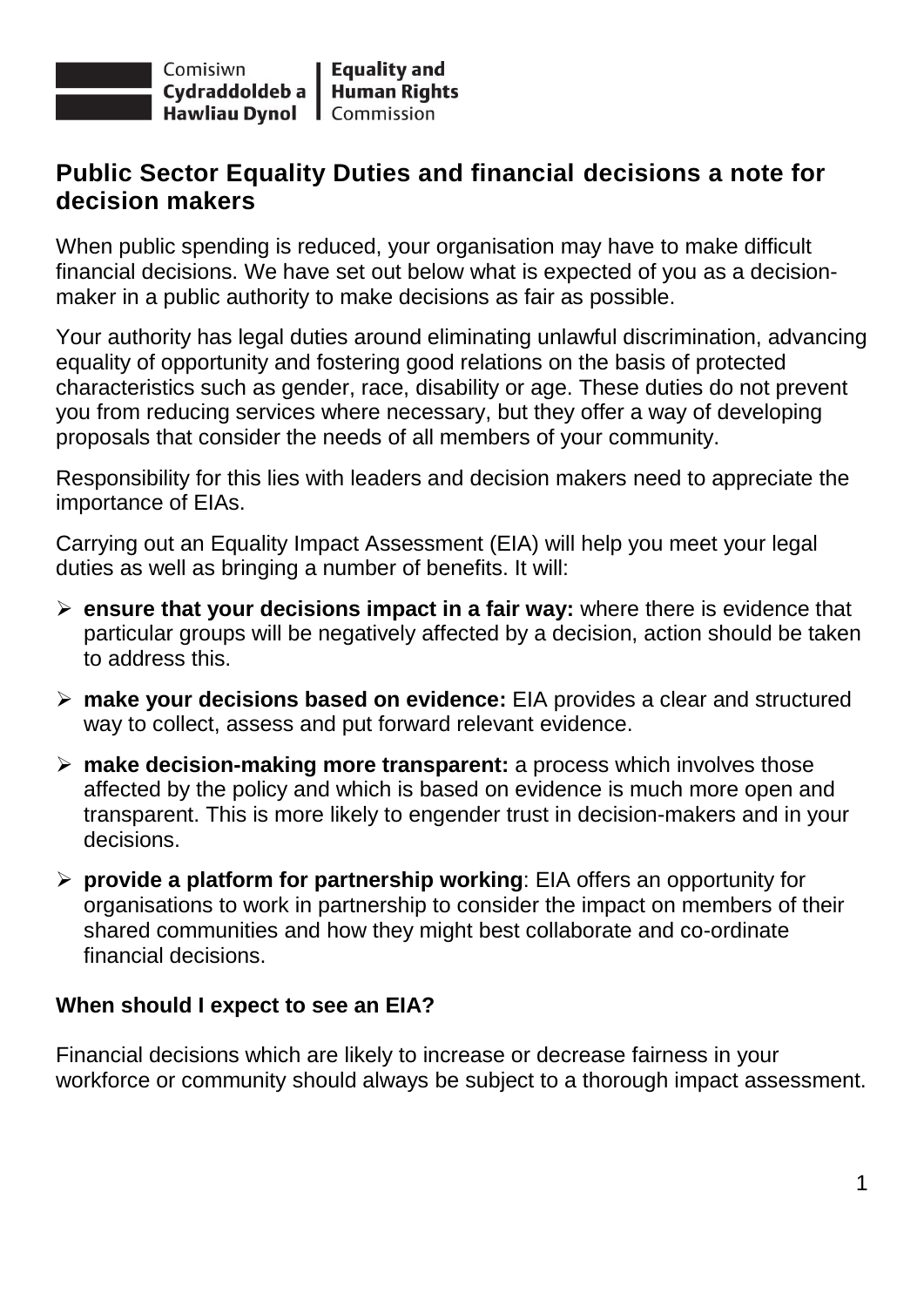Comisiwn Cydraddoldeb a Hawliau Dynol | Equality and Human Rights Commission

## Public Sector Equality Duties and financial decisions a note for decision makers

When public spending is reduced, your organisation may have to make difficult financial decisions. We have set out below what is expected of you as a decision-maker in a public authority to make decisions as fair as possible.

Your authority has legal duties around eliminating unlawful discrimination, advancing equality of opportunity and fostering good relations on the basis of protected characteristics such as gender, race, disability or age. These duties do not prevent you from reducing services where necessary, but they offer a way of developing proposals that consider the needs of all members of your community.

Responsibility for this lies with leaders and decision makers need to appreciate the importance of EIAs.

Carrying out an Equality Impact Assessment (EIA) will help you meet your legal duties as well as bringing a number of benefits. It will:

- **ensure that your decisions impact in a fair way:** where there is evidence that particular groups will be negatively affected by a decision, action should be taken to address this.
- **make your decisions based on evidence:** EIA provides a clear and structured way to collect, assess and put forward relevant evidence.
- **make decision-making more transparent:** a process which involves those affected by the policy and which is based on evidence is much more open and transparent. This is more likely to engender trust in decision-makers and in your decisions.
- **provide a platform for partnership working**: EIA offers an opportunity for organisations to work in partnership to consider the impact on members of their shared communities and how they might best collaborate and co-ordinate financial decisions.

### When should I expect to see an EIA?

Financial decisions which are likely to increase or decrease fairness in your workforce or community should always be subject to a thorough impact assessment.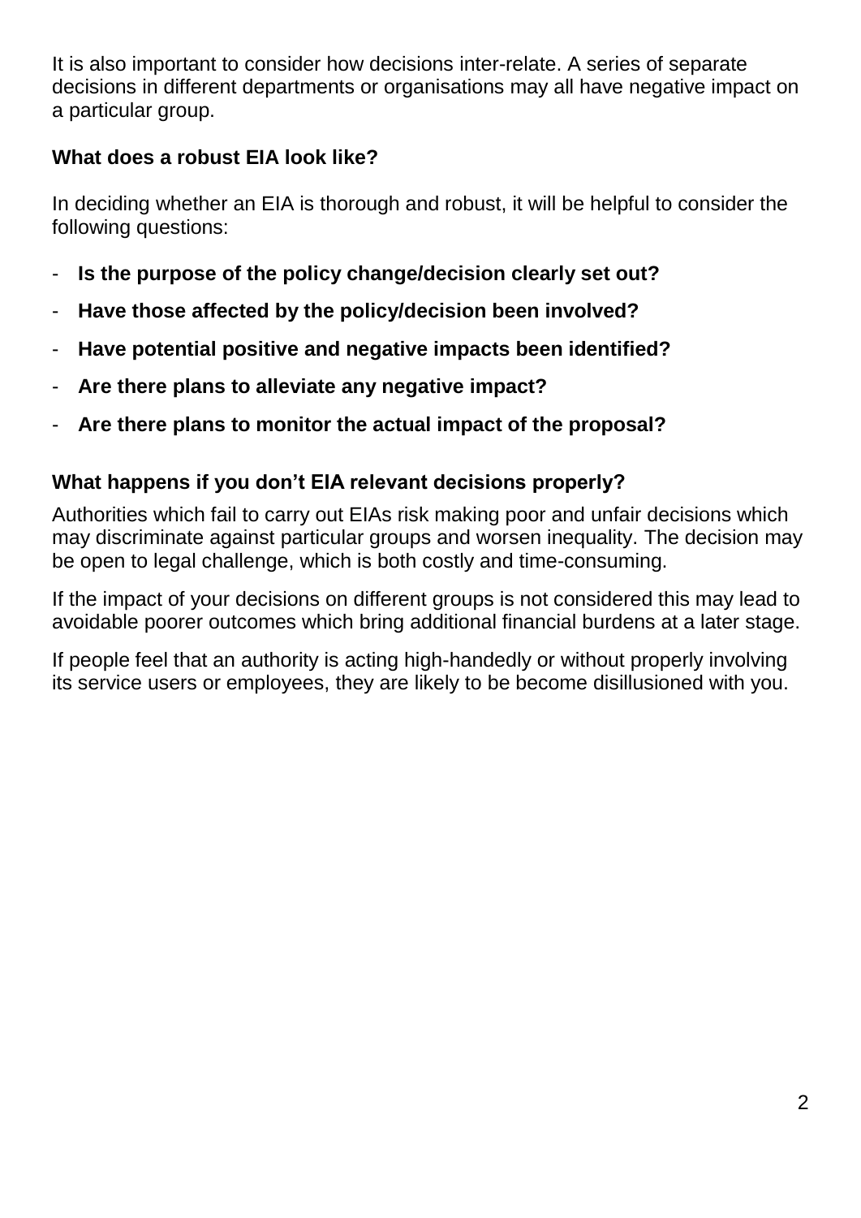It is also important to consider how decisions inter-relate. A series of separate decisions in different departments or organisations may all have negative impact on a particular group.

**What does a robust EIA look like?**

In deciding whether an EIA is thorough and robust, it will be helpful to consider the following questions:

- **Is the purpose of the policy change/decision clearly set out?**
- **Have those affected by the policy/decision been involved?**
- **Have potential positive and negative impacts been identified?**
- **Are there plans to alleviate any negative impact?**
- **Are there plans to monitor the actual impact of the proposal?**

**What happens if you don't EIA relevant decisions properly?**

Authorities which fail to carry out EIAs risk making poor and unfair decisions which may discriminate against particular groups and worsen inequality. The decision may be open to legal challenge, which is both costly and time-consuming.

If the impact of your decisions on different groups is not considered this may lead to avoidable poorer outcomes which bring additional financial burdens at a later stage.

If people feel that an authority is acting high-handedly or without properly involving its service users or employees, they are likely to be become disillusioned with you.